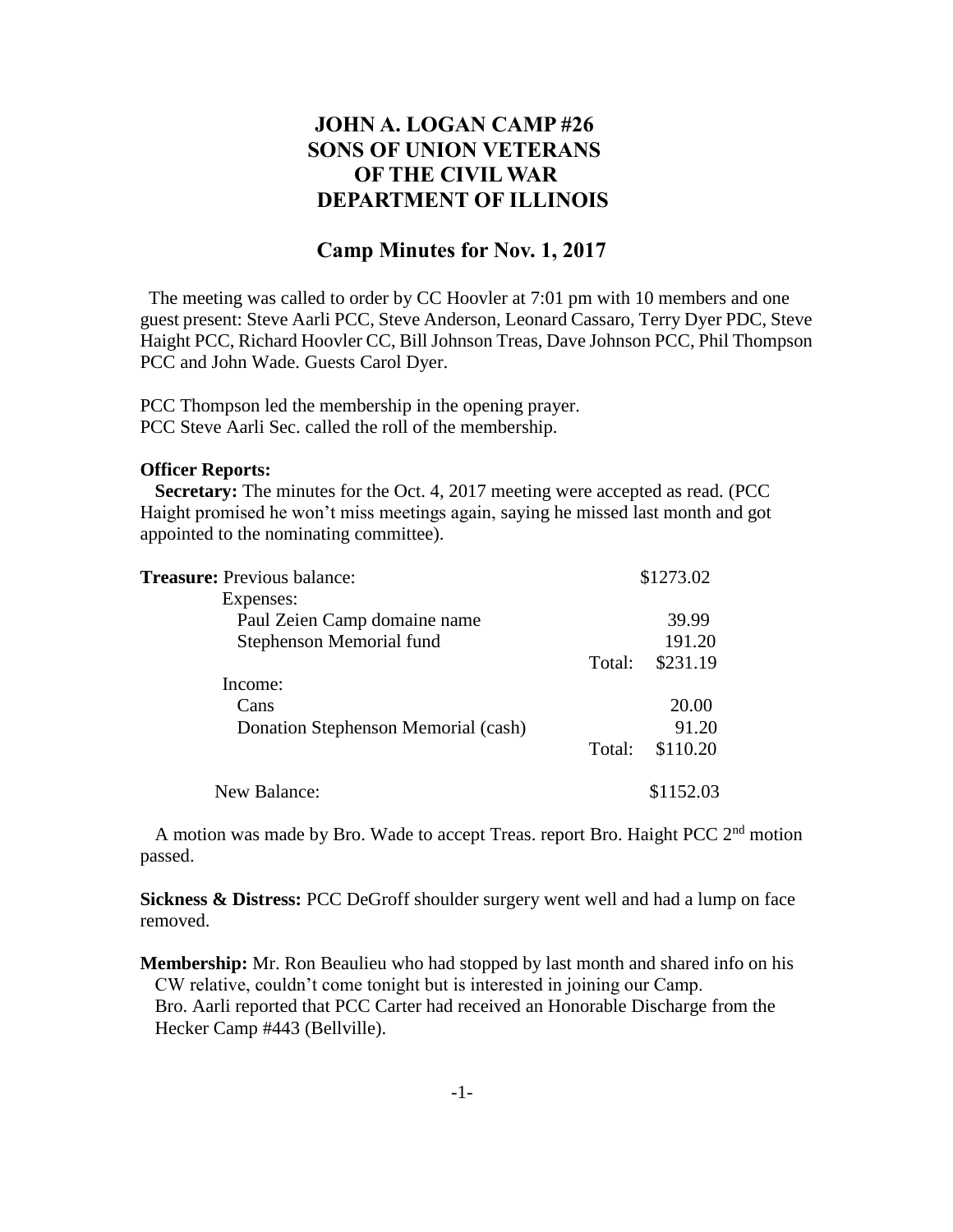# JOHN A. LOGAN CAMP #26
# SONS OF UNION VETERANS
# OF THE CIVIL WAR
# DEPARTMENT OF ILLINOIS

## Camp Minutes for Nov. 1, 2017

The meeting was called to order by CC Hoovler at 7:01 pm with 10 members and one guest present: Steve Aarli PCC, Steve Anderson, Leonard Cassaro, Terry Dyer PDC, Steve Haight PCC, Richard Hoovler CC, Bill Johnson Treas, Dave Johnson PCC, Phil Thompson PCC and John Wade. Guests Carol Dyer.

PCC Thompson led the membership in the opening prayer.
PCC Steve Aarli Sec. called the roll of the membership.

**Officer Reports:**

**Secretary:** The minutes for the Oct. 4, 2017 meeting were accepted as read. (PCC Haight promised he won't miss meetings again, saying he missed last month and got appointed to the nominating committee).

| **Treasure:** Previous balance: | | $1273.02 |
|---|---|---|
| Expenses: | | |
| Paul Zeien Camp domaine name | | 39.99 |
| Stephenson Memorial fund | | 191.20 |
| | Total: | $231.19 |
| Income: | | |
| Cans | | 20.00 |
| Donation Stephenson Memorial (cash) | | 91.20 |
| | Total: | $110.20 |
| New Balance: | | $1152.03 |

A motion was made by Bro. Wade to accept Treas. report Bro. Haight PCC 2nd motion passed.

**Sickness & Distress:** PCC DeGroff shoulder surgery went well and had a lump on face removed.

**Membership:** Mr. Ron Beaulieu who had stopped by last month and shared info on his CW relative, couldn't come tonight but is interested in joining our Camp.
Bro. Aarli reported that PCC Carter had received an Honorable Discharge from the Hecker Camp #443 (Bellville).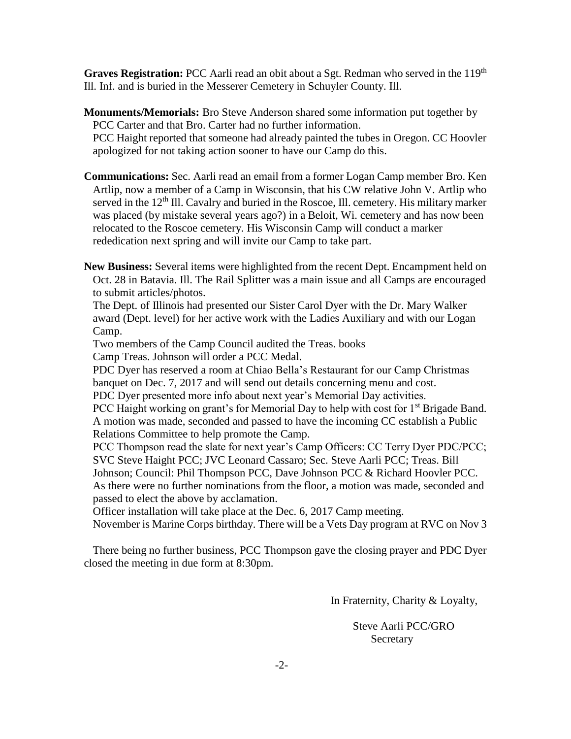**Graves Registration:** PCC Aarli read an obit about a Sgt. Redman who served in the 119th Ill. Inf. and is buried in the Messerer Cemetery in Schuyler County. Ill.

**Monuments/Memorials:** Bro Steve Anderson shared some information put together by PCC Carter and that Bro. Carter had no further information.
PCC Haight reported that someone had already painted the tubes in Oregon. CC Hoovler apologized for not taking action sooner to have our Camp do this.

**Communications:** Sec. Aarli read an email from a former Logan Camp member Bro. Ken Artlip, now a member of a Camp in Wisconsin, that his CW relative John V. Artlip who served in the 12th Ill. Cavalry and buried in the Roscoe, Ill. cemetery. His military marker was placed (by mistake several years ago?) in a Beloit, Wi. cemetery and has now been relocated to the Roscoe cemetery. His Wisconsin Camp will conduct a marker rededication next spring and will invite our Camp to take part.

**New Business:** Several items were highlighted from the recent Dept. Encampment held on Oct. 28 in Batavia. Ill. The Rail Splitter was a main issue and all Camps are encouraged to submit articles/photos.
The Dept. of Illinois had presented our Sister Carol Dyer with the Dr. Mary Walker award (Dept. level) for her active work with the Ladies Auxiliary and with our Logan Camp.
Two members of the Camp Council audited the Treas. books
Camp Treas. Johnson will order a PCC Medal.
PDC Dyer has reserved a room at Chiao Bella's Restaurant for our Camp Christmas banquet on Dec. 7, 2017 and will send out details concerning menu and cost.
PDC Dyer presented more info about next year's Memorial Day activities.
PCC Haight working on grant's for Memorial Day to help with cost for 1st Brigade Band.
A motion was made, seconded and passed to have the incoming CC establish a Public Relations Committee to help promote the Camp.
PCC Thompson read the slate for next year's Camp Officers: CC Terry Dyer PDC/PCC; SVC Steve Haight PCC; JVC Leonard Cassaro; Sec. Steve Aarli PCC; Treas. Bill Johnson; Council: Phil Thompson PCC, Dave Johnson PCC & Richard Hoovler PCC.
As there were no further nominations from the floor, a motion was made, seconded and passed to elect the above by acclamation.
Officer installation will take place at the Dec. 6, 2017 Camp meeting.
November is Marine Corps birthday. There will be a Vets Day program at RVC on Nov 3

There being no further business, PCC Thompson gave the closing prayer and PDC Dyer closed the meeting in due form at 8:30pm.

In Fraternity, Charity & Loyalty,

Steve Aarli PCC/GRO
Secretary